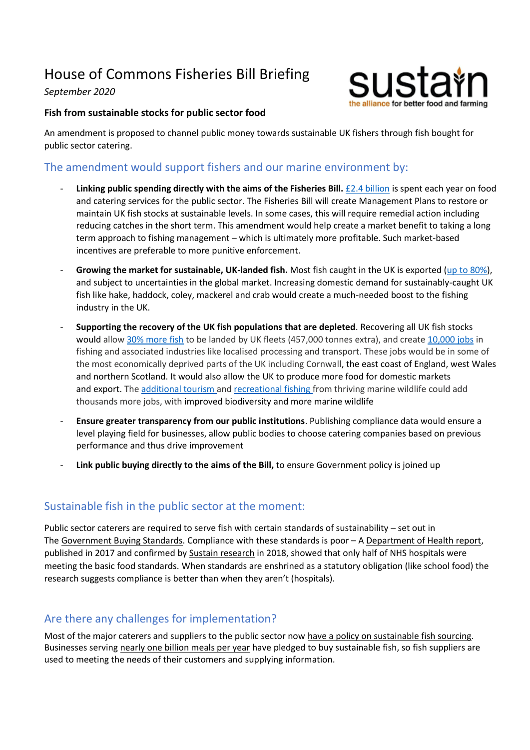# House of Commons Fisheries Bill Briefing

*September 2020*

**Fish from sustainable stocks for public sector food**

An amendment is proposed to channel public money towards sustainable UK fishers through fish bought for public sector catering.

## The amendment would support fishers and our marine environment by:

- **Linking public spending directly with the aims of the Fisheries Bill.** £2.4 billion is spent each year on food and catering services for the public sector. The Fisheries Bill will create Management Plans to restore or maintain UK fish stocks at sustainable levels. In some cases, this will require remedial action including reducing catches in the short term. This amendment would help create a market benefit to taking a long term approach to fishing management – which is ultimately more profitable. Such market-based incentives are preferable to more punitive enforcement.
- **Growing the market for sustainable, UK-landed fish.** Most fish caught in the UK is exported (up to 80%), and subject to uncertainties in the global market. Increasing domestic demand for sustainably-caught UK fish like hake, haddock, coley, mackerel and crab would create a much-needed boost to the fishing industry in the UK.
- **Supporting the recovery of the UK fish populations that are depleted**. Recovering all UK fish stocks would allow 30% more fish to be landed by UK fleets (457,000 tonnes extra), and create 10,000 jobs in fishing and associated industries like localised processing and transport. These jobs would be in some of the most economically deprived parts of the UK including Cornwall, the east coast of England, west Wales and northern Scotland. It would also allow the UK to produce more food for domestic markets and export. The additional tourism and recreational fishing from thriving marine wildlife could add thousands more jobs, with improved biodiversity and more marine wildlife
- **Ensure greater transparency from our public institutions**. Publishing compliance data would ensure a level playing field for businesses, allow public bodies to choose catering companies based on previous performance and thus drive improvement
- **Link public buying directly to the aims of the Bill,** to ensure Government policy is joined up

## Sustainable fish in the public sector at the moment:

Public sector caterers are required to serve fish with certain standards of sustainability – set out in The Government Buying Standards. Compliance with these standards is poor – A Department of Health report, published in 2017 and confirmed by Sustain research in 2018, showed that only half of NHS hospitals were meeting the basic food standards. When standards are enshrined as a statutory obligation (like school food) the research suggests compliance is better than when they aren't (hospitals).

## Are there any challenges for implementation?

Most of the major caterers and suppliers to the public sector now have a policy on sustainable fish sourcing. Businesses serving nearly one billion meals per year have pledged to buy sustainable fish, so fish suppliers are used to meeting the needs of their customers and supplying information.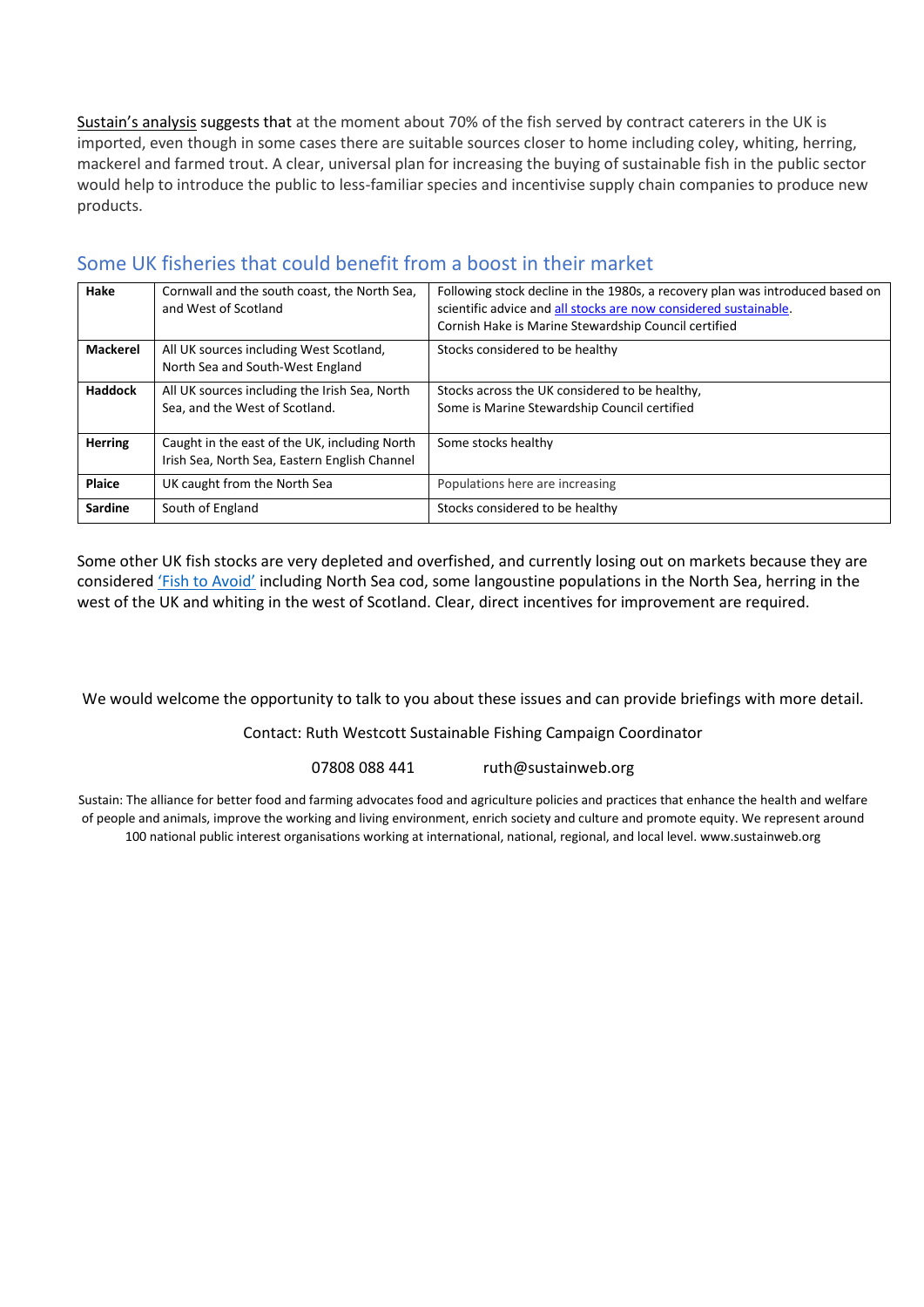Sustain's analysis suggests that at the moment about 70% of the fish served by contract caterers in the UK is imported, even though in some cases there are suitable sources closer to home including coley, whiting, herring, mackerel and farmed trout. A clear, universal plan for increasing the buying of sustainable fish in the public sector would help to introduce the public to less-familiar species and incentivise supply chain companies to produce new products.

## Some UK fisheries that could benefit from a boost in their market

| | | |
|---|---|---|
| **Hake** | Cornwall and the south coast, the North Sea, and West of Scotland | Following stock decline in the 1980s, a recovery plan was introduced based on scientific advice and all stocks are now considered sustainable. Cornish Hake is Marine Stewardship Council certified |
| **Mackerel** | All UK sources including West Scotland, North Sea and South-West England | Stocks considered to be healthy |
| **Haddock** | All UK sources including the Irish Sea, North Sea, and the West of Scotland. | Stocks across the UK considered to be healthy, Some is Marine Stewardship Council certified |
| **Herring** | Caught in the east of the UK, including North Irish Sea, North Sea, Eastern English Channel | Some stocks healthy |
| **Plaice** | UK caught from the North Sea | Populations here are increasing |
| **Sardine** | South of England | Stocks considered to be healthy |

Some other UK fish stocks are very depleted and overfished, and currently losing out on markets because they are considered 'Fish to Avoid' including North Sea cod, some langoustine populations in the North Sea, herring in the west of the UK and whiting in the west of Scotland. Clear, direct incentives for improvement are required.

We would welcome the opportunity to talk to you about these issues and can provide briefings with more detail.

Contact: Ruth Westcott Sustainable Fishing Campaign Coordinator

07808 088 441 ruth@sustainweb.org

Sustain: The alliance for better food and farming advocates food and agriculture policies and practices that enhance the health and welfare of people and animals, improve the working and living environment, enrich society and culture and promote equity. We represent around 100 national public interest organisations working at international, national, regional, and local level. www.sustainweb.org